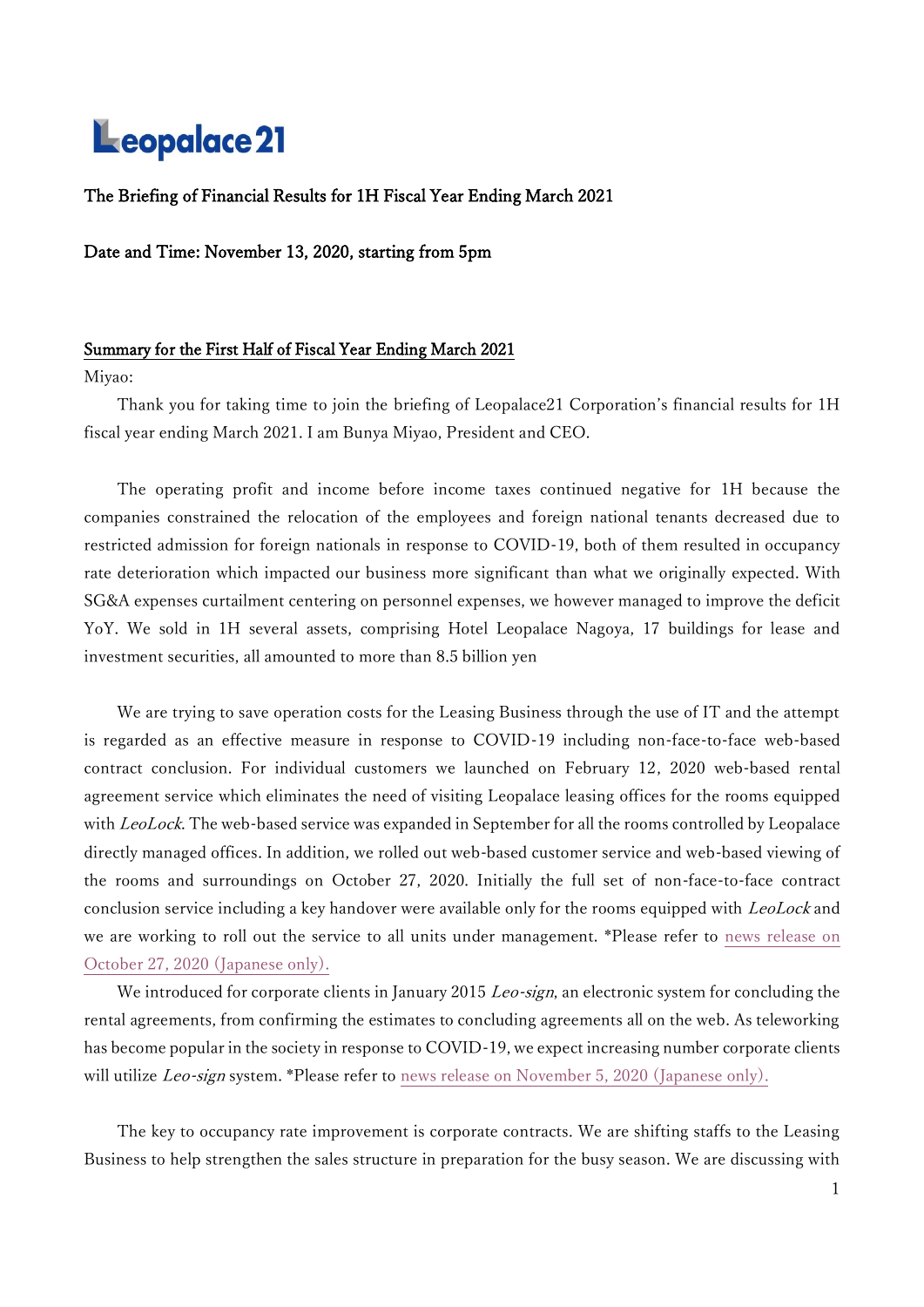Leopalace21

**The Briefing of Financial Results for 1H Fiscal Year Ending March 2021**

**Date and Time: November 13, 2020, starting from 5pm**

## Summary for the First Half of Fiscal Year Ending March 2021

Miyao:

Thank you for taking time to join the briefing of Leopalace21 Corporation's financial results for 1H fiscal year ending March 2021. I am Bunya Miyao, President and CEO.

The operating profit and income before income taxes continued negative for 1H because the companies constrained the relocation of the employees and foreign national tenants decreased due to restricted admission for foreign nationals in response to COVID-19, both of them resulted in occupancy rate deterioration which impacted our business more significant than what we originally expected. With SG&A expenses curtailment centering on personnel expenses, we however managed to improve the deficit YoY. We sold in 1H several assets, comprising Hotel Leopalace Nagoya, 17 buildings for lease and investment securities, all amounted to more than 8.5 billion yen

We are trying to save operation costs for the Leasing Business through the use of IT and the attempt is regarded as an effective measure in response to COVID-19 including non-face-to-face web-based contract conclusion. For individual customers we launched on February 12, 2020 web-based rental agreement service which eliminates the need of visiting Leopalace leasing offices for the rooms equipped with *LeoLock*. The web-based service was expanded in September for all the rooms controlled by Leopalace directly managed offices. In addition, we rolled out web-based customer service and web-based viewing of the rooms and surroundings on October 27, 2020. Initially the full set of non-face-to-face contract conclusion service including a key handover were available only for the rooms equipped with *LeoLock* and we are working to roll out the service to all units under management. *Please refer to news release on October 27, 2020 (Japanese only).

We introduced for corporate clients in January 2015 *Leo-sign*, an electronic system for concluding the rental agreements, from confirming the estimates to concluding agreements all on the web. As teleworking has become popular in the society in response to COVID-19, we expect increasing number corporate clients will utilize *Leo-sign* system. *Please refer to news release on November 5, 2020 (Japanese only).

The key to occupancy rate improvement is corporate contracts. We are shifting staffs to the Leasing Business to help strengthen the sales structure in preparation for the busy season. We are discussing with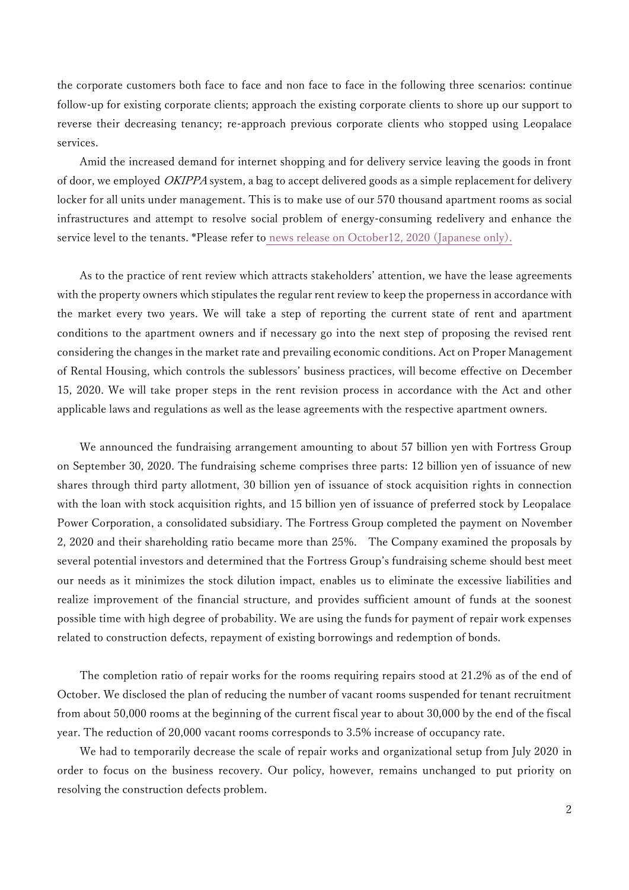the corporate customers both face to face and non face to face in the following three scenarios: continue follow-up for existing corporate clients; approach the existing corporate clients to shore up our support to reverse their decreasing tenancy; re-approach previous corporate clients who stopped using Leopalace services.

Amid the increased demand for internet shopping and for delivery service leaving the goods in front of door, we employed *OKIPPA* system, a bag to accept delivered goods as a simple replacement for delivery locker for all units under management. This is to make use of our 570 thousand apartment rooms as social infrastructures and attempt to resolve social problem of energy-consuming redelivery and enhance the service level to the tenants. *Please refer to news release on October12, 2020 (Japanese only).

As to the practice of rent review which attracts stakeholders' attention, we have the lease agreements with the property owners which stipulates the regular rent review to keep the properness in accordance with the market every two years. We will take a step of reporting the current state of rent and apartment conditions to the apartment owners and if necessary go into the next step of proposing the revised rent considering the changes in the market rate and prevailing economic conditions. Act on Proper Management of Rental Housing, which controls the sublessors' business practices, will become effective on December 15, 2020. We will take proper steps in the rent revision process in accordance with the Act and other applicable laws and regulations as well as the lease agreements with the respective apartment owners.

We announced the fundraising arrangement amounting to about 57 billion yen with Fortress Group on September 30, 2020. The fundraising scheme comprises three parts: 12 billion yen of issuance of new shares through third party allotment, 30 billion yen of issuance of stock acquisition rights in connection with the loan with stock acquisition rights, and 15 billion yen of issuance of preferred stock by Leopalace Power Corporation, a consolidated subsidiary. The Fortress Group completed the payment on November 2, 2020 and their shareholding ratio became more than 25%. The Company examined the proposals by several potential investors and determined that the Fortress Group's fundraising scheme should best meet our needs as it minimizes the stock dilution impact, enables us to eliminate the excessive liabilities and realize improvement of the financial structure, and provides sufficient amount of funds at the soonest possible time with high degree of probability. We are using the funds for payment of repair work expenses related to construction defects, repayment of existing borrowings and redemption of bonds.

The completion ratio of repair works for the rooms requiring repairs stood at 21.2% as of the end of October. We disclosed the plan of reducing the number of vacant rooms suspended for tenant recruitment from about 50,000 rooms at the beginning of the current fiscal year to about 30,000 by the end of the fiscal year. The reduction of 20,000 vacant rooms corresponds to 3.5% increase of occupancy rate.

We had to temporarily decrease the scale of repair works and organizational setup from July 2020 in order to focus on the business recovery. Our policy, however, remains unchanged to put priority on resolving the construction defects problem.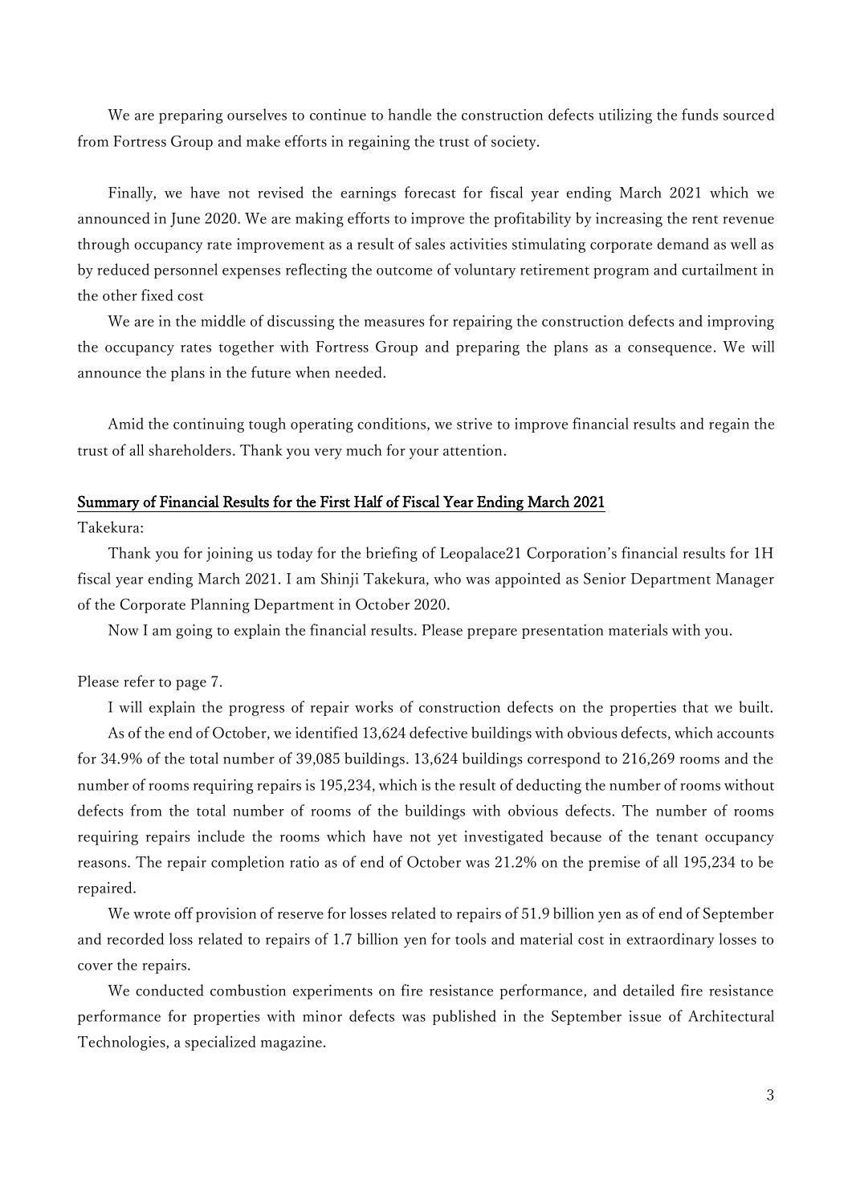We are preparing ourselves to continue to handle the construction defects utilizing the funds sourced from Fortress Group and make efforts in regaining the trust of society.

Finally, we have not revised the earnings forecast for fiscal year ending March 2021 which we announced in June 2020. We are making efforts to improve the profitability by increasing the rent revenue through occupancy rate improvement as a result of sales activities stimulating corporate demand as well as by reduced personnel expenses reflecting the outcome of voluntary retirement program and curtailment in the other fixed cost

We are in the middle of discussing the measures for repairing the construction defects and improving the occupancy rates together with Fortress Group and preparing the plans as a consequence. We will announce the plans in the future when needed.

Amid the continuing tough operating conditions, we strive to improve financial results and regain the trust of all shareholders. Thank you very much for your attention.

## Summary of Financial Results for the First Half of Fiscal Year Ending March 2021

Takekura:

Thank you for joining us today for the briefing of Leopalace21 Corporation's financial results for 1H fiscal year ending March 2021. I am Shinji Takekura, who was appointed as Senior Department Manager of the Corporate Planning Department in October 2020.

Now I am going to explain the financial results. Please prepare presentation materials with you.

Please refer to page 7.

I will explain the progress of repair works of construction defects on the properties that we built.

As of the end of October, we identified 13,624 defective buildings with obvious defects, which accounts for 34.9% of the total number of 39,085 buildings. 13,624 buildings correspond to 216,269 rooms and the number of rooms requiring repairs is 195,234, which is the result of deducting the number of rooms without defects from the total number of rooms of the buildings with obvious defects. The number of rooms requiring repairs include the rooms which have not yet investigated because of the tenant occupancy reasons. The repair completion ratio as of end of October was 21.2% on the premise of all 195,234 to be repaired.

We wrote off provision of reserve for losses related to repairs of 51.9 billion yen as of end of September and recorded loss related to repairs of 1.7 billion yen for tools and material cost in extraordinary losses to cover the repairs.

We conducted combustion experiments on fire resistance performance, and detailed fire resistance performance for properties with minor defects was published in the September issue of Architectural Technologies, a specialized magazine.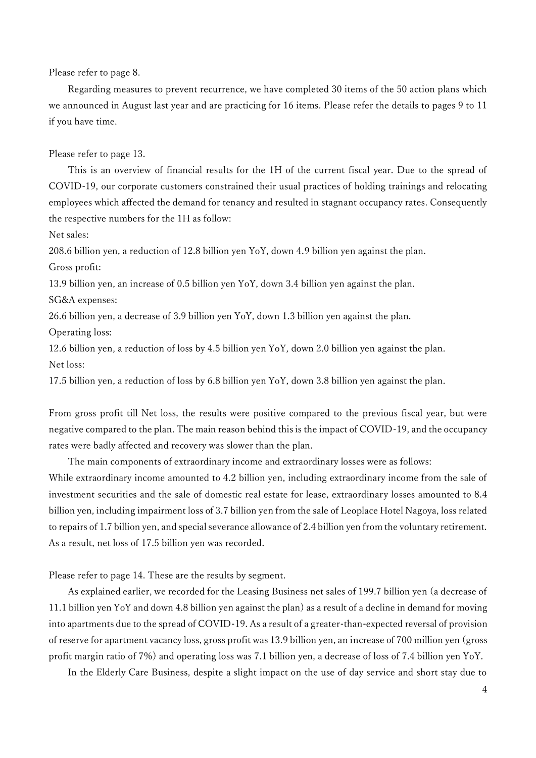Please refer to page 8.

Regarding measures to prevent recurrence, we have completed 30 items of the 50 action plans which we announced in August last year and are practicing for 16 items. Please refer the details to pages 9 to 11 if you have time.

Please refer to page 13.

This is an overview of financial results for the 1H of the current fiscal year. Due to the spread of COVID-19, our corporate customers constrained their usual practices of holding trainings and relocating employees which affected the demand for tenancy and resulted in stagnant occupancy rates. Consequently the respective numbers for the 1H as follow:

Net sales:
208.6 billion yen, a reduction of 12.8 billion yen YoY, down 4.9 billion yen against the plan.

Gross profit:
13.9 billion yen, an increase of 0.5 billion yen YoY, down 3.4 billion yen against the plan.

SG&A expenses:
26.6 billion yen, a decrease of 3.9 billion yen YoY, down 1.3 billion yen against the plan.

Operating loss:
12.6 billion yen, a reduction of loss by 4.5 billion yen YoY, down 2.0 billion yen against the plan.

Net loss:
17.5 billion yen, a reduction of loss by 6.8 billion yen YoY, down 3.8 billion yen against the plan.

From gross profit till Net loss, the results were positive compared to the previous fiscal year, but were negative compared to the plan. The main reason behind this is the impact of COVID-19, and the occupancy rates were badly affected and recovery was slower than the plan.

The main components of extraordinary income and extraordinary losses were as follows:
While extraordinary income amounted to 4.2 billion yen, including extraordinary income from the sale of investment securities and the sale of domestic real estate for lease, extraordinary losses amounted to 8.4 billion yen, including impairment loss of 3.7 billion yen from the sale of Leoplace Hotel Nagoya, loss related to repairs of 1.7 billion yen, and special severance allowance of 2.4 billion yen from the voluntary retirement. As a result, net loss of 17.5 billion yen was recorded.

Please refer to page 14. These are the results by segment.

As explained earlier, we recorded for the Leasing Business net sales of 199.7 billion yen (a decrease of 11.1 billion yen YoY and down 4.8 billion yen against the plan) as a result of a decline in demand for moving into apartments due to the spread of COVID-19. As a result of a greater-than-expected reversal of provision of reserve for apartment vacancy loss, gross profit was 13.9 billion yen, an increase of 700 million yen (gross profit margin ratio of 7%) and operating loss was 7.1 billion yen, a decrease of loss of 7.4 billion yen YoY.

In the Elderly Care Business, despite a slight impact on the use of day service and short stay due to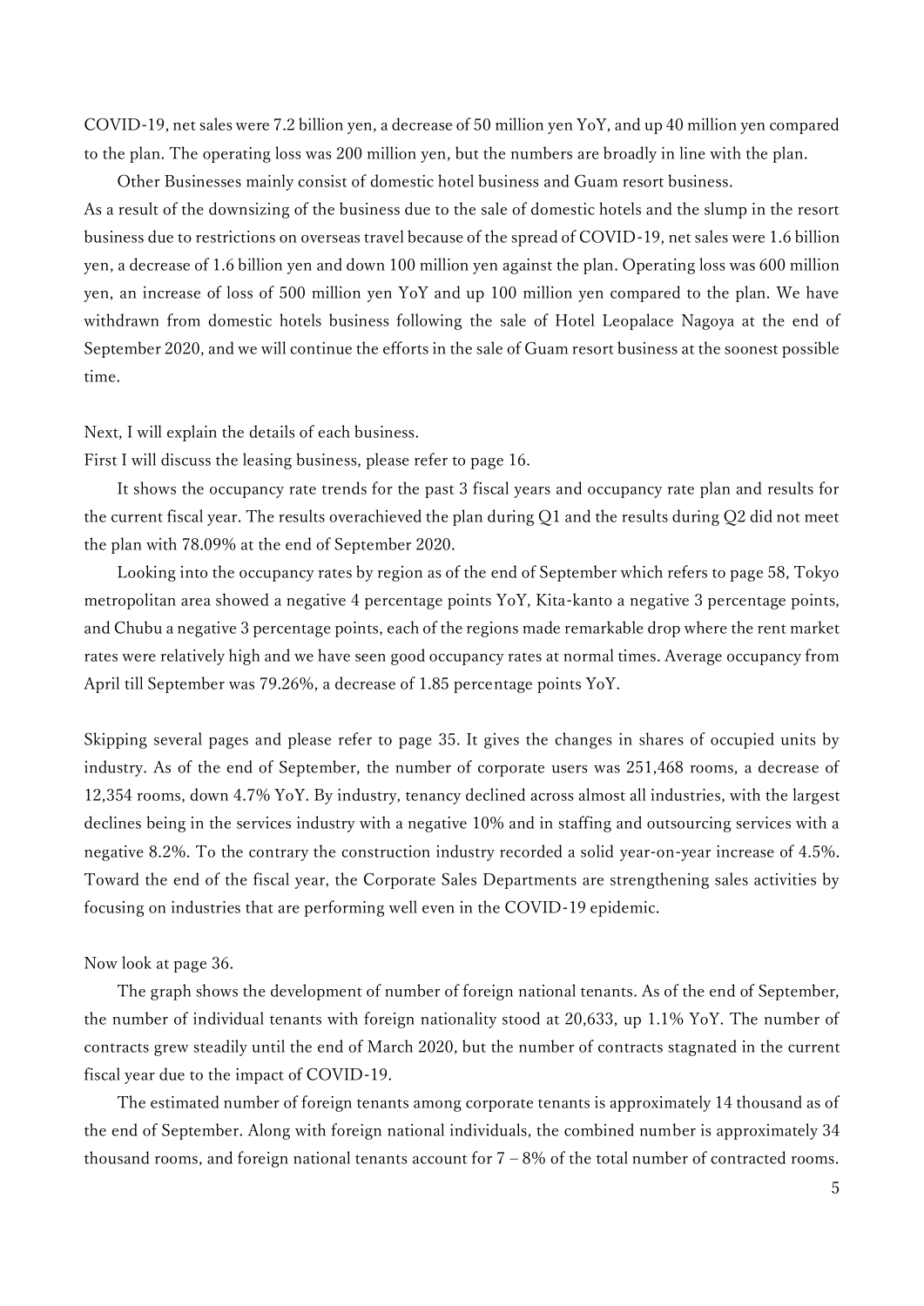COVID-19, net sales were 7.2 billion yen, a decrease of 50 million yen YoY, and up 40 million yen compared to the plan. The operating loss was 200 million yen, but the numbers are broadly in line with the plan.

Other Businesses mainly consist of domestic hotel business and Guam resort business.

As a result of the downsizing of the business due to the sale of domestic hotels and the slump in the resort business due to restrictions on overseas travel because of the spread of COVID-19, net sales were 1.6 billion yen, a decrease of 1.6 billion yen and down 100 million yen against the plan. Operating loss was 600 million yen, an increase of loss of 500 million yen YoY and up 100 million yen compared to the plan. We have withdrawn from domestic hotels business following the sale of Hotel Leopalace Nagoya at the end of September 2020, and we will continue the efforts in the sale of Guam resort business at the soonest possible time.

Next, I will explain the details of each business.

First I will discuss the leasing business, please refer to page 16.

It shows the occupancy rate trends for the past 3 fiscal years and occupancy rate plan and results for the current fiscal year. The results overachieved the plan during Q1 and the results during Q2 did not meet the plan with 78.09% at the end of September 2020.

Looking into the occupancy rates by region as of the end of September which refers to page 58, Tokyo metropolitan area showed a negative 4 percentage points YoY, Kita-kanto a negative 3 percentage points, and Chubu a negative 3 percentage points, each of the regions made remarkable drop where the rent market rates were relatively high and we have seen good occupancy rates at normal times. Average occupancy from April till September was 79.26%, a decrease of 1.85 percentage points YoY.

Skipping several pages and please refer to page 35. It gives the changes in shares of occupied units by industry. As of the end of September, the number of corporate users was 251,468 rooms, a decrease of 12,354 rooms, down 4.7% YoY. By industry, tenancy declined across almost all industries, with the largest declines being in the services industry with a negative 10% and in staffing and outsourcing services with a negative 8.2%. To the contrary the construction industry recorded a solid year-on-year increase of 4.5%. Toward the end of the fiscal year, the Corporate Sales Departments are strengthening sales activities by focusing on industries that are performing well even in the COVID-19 epidemic.

Now look at page 36.

The graph shows the development of number of foreign national tenants. As of the end of September, the number of individual tenants with foreign nationality stood at 20,633, up 1.1% YoY. The number of contracts grew steadily until the end of March 2020, but the number of contracts stagnated in the current fiscal year due to the impact of COVID-19.

The estimated number of foreign tenants among corporate tenants is approximately 14 thousand as of the end of September. Along with foreign national individuals, the combined number is approximately 34 thousand rooms, and foreign national tenants account for 7 – 8% of the total number of contracted rooms.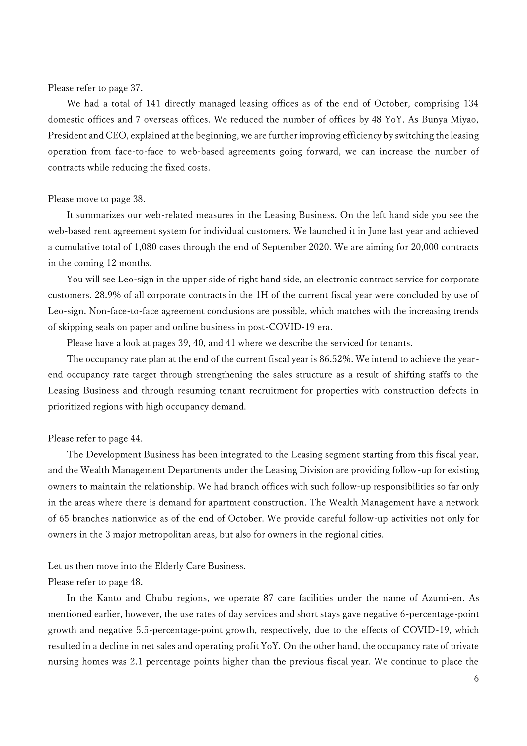Please refer to page 37.

We had a total of 141 directly managed leasing offices as of the end of October, comprising 134 domestic offices and 7 overseas offices. We reduced the number of offices by 48 YoY. As Bunya Miyao, President and CEO, explained at the beginning, we are further improving efficiency by switching the leasing operation from face-to-face to web-based agreements going forward, we can increase the number of contracts while reducing the fixed costs.

Please move to page 38.

It summarizes our web-related measures in the Leasing Business. On the left hand side you see the web-based rent agreement system for individual customers. We launched it in June last year and achieved a cumulative total of 1,080 cases through the end of September 2020. We are aiming for 20,000 contracts in the coming 12 months.

You will see Leo-sign in the upper side of right hand side, an electronic contract service for corporate customers. 28.9% of all corporate contracts in the 1H of the current fiscal year were concluded by use of Leo-sign. Non-face-to-face agreement conclusions are possible, which matches with the increasing trends of skipping seals on paper and online business in post-COVID-19 era.

Please have a look at pages 39, 40, and 41 where we describe the serviced for tenants.

The occupancy rate plan at the end of the current fiscal year is 86.52%. We intend to achieve the year-end occupancy rate target through strengthening the sales structure as a result of shifting staffs to the Leasing Business and through resuming tenant recruitment for properties with construction defects in prioritized regions with high occupancy demand.

Please refer to page 44.

The Development Business has been integrated to the Leasing segment starting from this fiscal year, and the Wealth Management Departments under the Leasing Division are providing follow-up for existing owners to maintain the relationship. We had branch offices with such follow-up responsibilities so far only in the areas where there is demand for apartment construction. The Wealth Management have a network of 65 branches nationwide as of the end of October. We provide careful follow-up activities not only for owners in the 3 major metropolitan areas, but also for owners in the regional cities.

Let us then move into the Elderly Care Business.

Please refer to page 48.

In the Kanto and Chubu regions, we operate 87 care facilities under the name of Azumi-en. As mentioned earlier, however, the use rates of day services and short stays gave negative 6-percentage-point growth and negative 5.5-percentage-point growth, respectively, due to the effects of COVID-19, which resulted in a decline in net sales and operating profit YoY. On the other hand, the occupancy rate of private nursing homes was 2.1 percentage points higher than the previous fiscal year. We continue to place the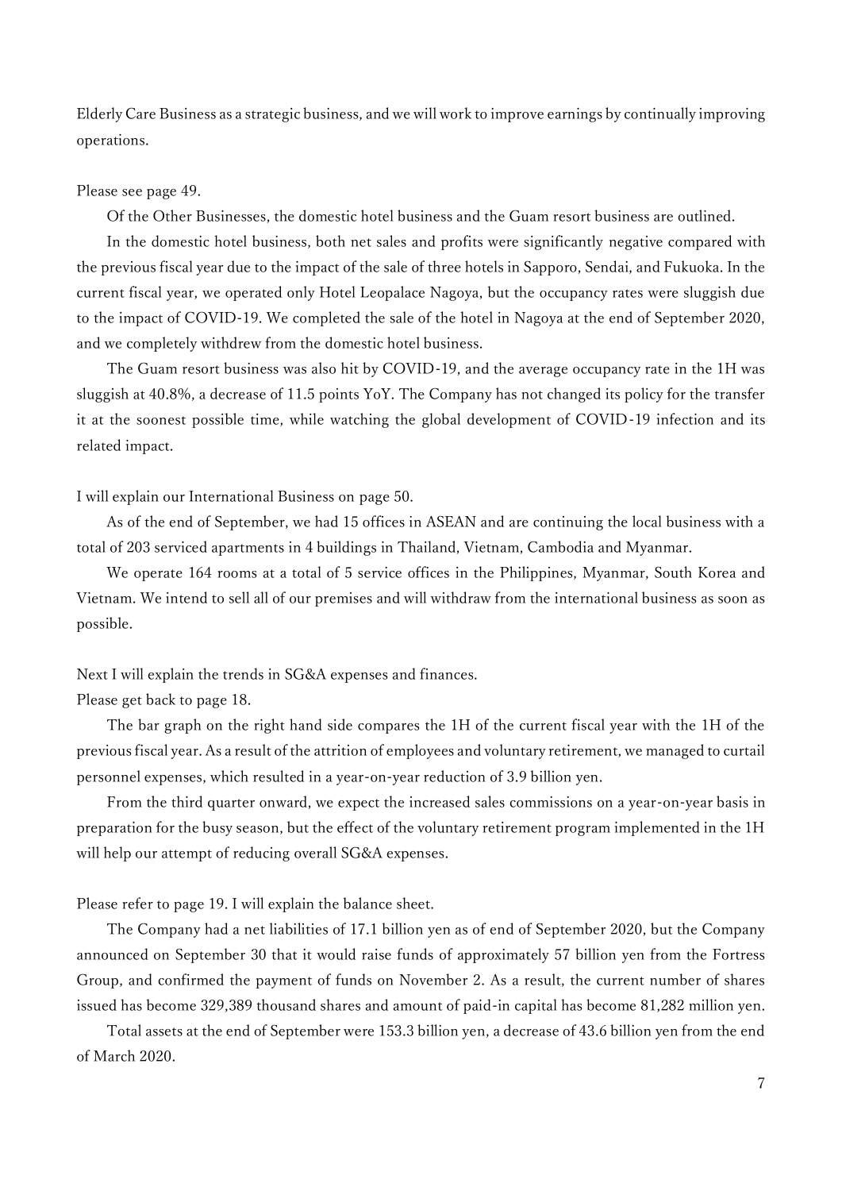Elderly Care Business as a strategic business, and we will work to improve earnings by continually improving operations.

Please see page 49.

Of the Other Businesses, the domestic hotel business and the Guam resort business are outlined.

In the domestic hotel business, both net sales and profits were significantly negative compared with the previous fiscal year due to the impact of the sale of three hotels in Sapporo, Sendai, and Fukuoka. In the current fiscal year, we operated only Hotel Leopalace Nagoya, but the occupancy rates were sluggish due to the impact of COVID-19. We completed the sale of the hotel in Nagoya at the end of September 2020, and we completely withdrew from the domestic hotel business.

The Guam resort business was also hit by COVID-19, and the average occupancy rate in the 1H was sluggish at 40.8%, a decrease of 11.5 points YoY. The Company has not changed its policy for the transfer it at the soonest possible time, while watching the global development of COVID-19 infection and its related impact.

I will explain our International Business on page 50.

As of the end of September, we had 15 offices in ASEAN and are continuing the local business with a total of 203 serviced apartments in 4 buildings in Thailand, Vietnam, Cambodia and Myanmar.

We operate 164 rooms at a total of 5 service offices in the Philippines, Myanmar, South Korea and Vietnam. We intend to sell all of our premises and will withdraw from the international business as soon as possible.

Next I will explain the trends in SG&A expenses and finances.

Please get back to page 18.

The bar graph on the right hand side compares the 1H of the current fiscal year with the 1H of the previous fiscal year. As a result of the attrition of employees and voluntary retirement, we managed to curtail personnel expenses, which resulted in a year-on-year reduction of 3.9 billion yen.

From the third quarter onward, we expect the increased sales commissions on a year-on-year basis in preparation for the busy season, but the effect of the voluntary retirement program implemented in the 1H will help our attempt of reducing overall SG&A expenses.

Please refer to page 19. I will explain the balance sheet.

The Company had a net liabilities of 17.1 billion yen as of end of September 2020, but the Company announced on September 30 that it would raise funds of approximately 57 billion yen from the Fortress Group, and confirmed the payment of funds on November 2. As a result, the current number of shares issued has become 329,389 thousand shares and amount of paid-in capital has become 81,282 million yen.

Total assets at the end of September were 153.3 billion yen, a decrease of 43.6 billion yen from the end of March 2020.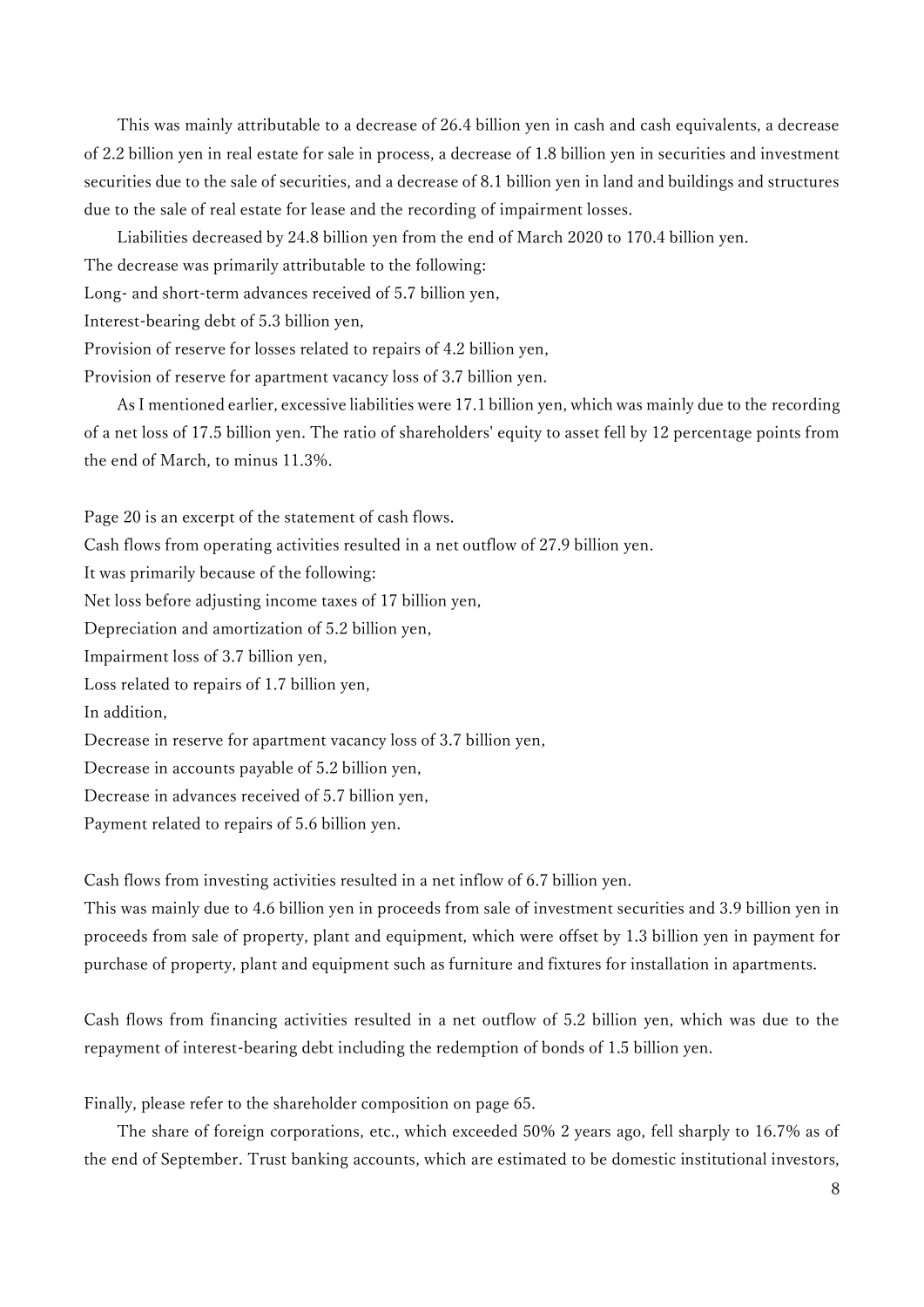This was mainly attributable to a decrease of 26.4 billion yen in cash and cash equivalents, a decrease of 2.2 billion yen in real estate for sale in process, a decrease of 1.8 billion yen in securities and investment securities due to the sale of securities, and a decrease of 8.1 billion yen in land and buildings and structures due to the sale of real estate for lease and the recording of impairment losses.

Liabilities decreased by 24.8 billion yen from the end of March 2020 to 170.4 billion yen.
The decrease was primarily attributable to the following:
Long- and short-term advances received of 5.7 billion yen,
Interest-bearing debt of 5.3 billion yen,
Provision of reserve for losses related to repairs of 4.2 billion yen,
Provision of reserve for apartment vacancy loss of 3.7 billion yen.

As I mentioned earlier, excessive liabilities were 17.1 billion yen, which was mainly due to the recording of a net loss of 17.5 billion yen. The ratio of shareholders' equity to asset fell by 12 percentage points from the end of March, to minus 11.3%.

Page 20 is an excerpt of the statement of cash flows.
Cash flows from operating activities resulted in a net outflow of 27.9 billion yen.
It was primarily because of the following:
Net loss before adjusting income taxes of 17 billion yen,
Depreciation and amortization of 5.2 billion yen,
Impairment loss of 3.7 billion yen,
Loss related to repairs of 1.7 billion yen,
In addition,
Decrease in reserve for apartment vacancy loss of 3.7 billion yen,
Decrease in accounts payable of 5.2 billion yen,
Decrease in advances received of 5.7 billion yen,
Payment related to repairs of 5.6 billion yen.

Cash flows from investing activities resulted in a net inflow of 6.7 billion yen.
This was mainly due to 4.6 billion yen in proceeds from sale of investment securities and 3.9 billion yen in proceeds from sale of property, plant and equipment, which were offset by 1.3 billion yen in payment for purchase of property, plant and equipment such as furniture and fixtures for installation in apartments.

Cash flows from financing activities resulted in a net outflow of 5.2 billion yen, which was due to the repayment of interest-bearing debt including the redemption of bonds of 1.5 billion yen.

Finally, please refer to the shareholder composition on page 65.

The share of foreign corporations, etc., which exceeded 50% 2 years ago, fell sharply to 16.7% as of the end of September. Trust banking accounts, which are estimated to be domestic institutional investors,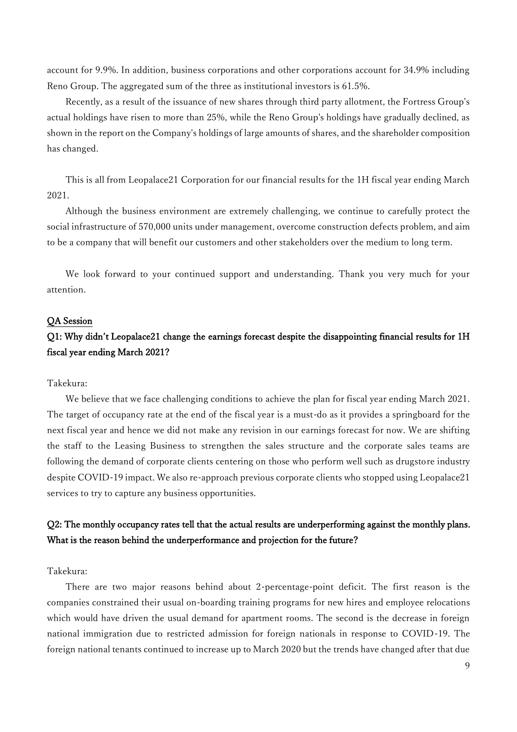account for 9.9%. In addition, business corporations and other corporations account for 34.9% including Reno Group. The aggregated sum of the three as institutional investors is 61.5%.

Recently, as a result of the issuance of new shares through third party allotment, the Fortress Group's actual holdings have risen to more than 25%, while the Reno Group's holdings have gradually declined, as shown in the report on the Company's holdings of large amounts of shares, and the shareholder composition has changed.

This is all from Leopalace21 Corporation for our financial results for the 1H fiscal year ending March 2021.

Although the business environment are extremely challenging, we continue to carefully protect the social infrastructure of 570,000 units under management, overcome construction defects problem, and aim to be a company that will benefit our customers and other stakeholders over the medium to long term.

We look forward to your continued support and understanding. Thank you very much for your attention.

## QA Session

### Q1: Why didn't Leopalace21 change the earnings forecast despite the disappointing financial results for 1H fiscal year ending March 2021?

Takekura:

We believe that we face challenging conditions to achieve the plan for fiscal year ending March 2021. The target of occupancy rate at the end of the fiscal year is a must-do as it provides a springboard for the next fiscal year and hence we did not make any revision in our earnings forecast for now. We are shifting the staff to the Leasing Business to strengthen the sales structure and the corporate sales teams are following the demand of corporate clients centering on those who perform well such as drugstore industry despite COVID-19 impact. We also re-approach previous corporate clients who stopped using Leopalace21 services to try to capture any business opportunities.

### Q2: The monthly occupancy rates tell that the actual results are underperforming against the monthly plans. What is the reason behind the underperformance and projection for the future?

Takekura:

There are two major reasons behind about 2-percentage-point deficit. The first reason is the companies constrained their usual on-boarding training programs for new hires and employee relocations which would have driven the usual demand for apartment rooms. The second is the decrease in foreign national immigration due to restricted admission for foreign nationals in response to COVID-19. The foreign national tenants continued to increase up to March 2020 but the trends have changed after that due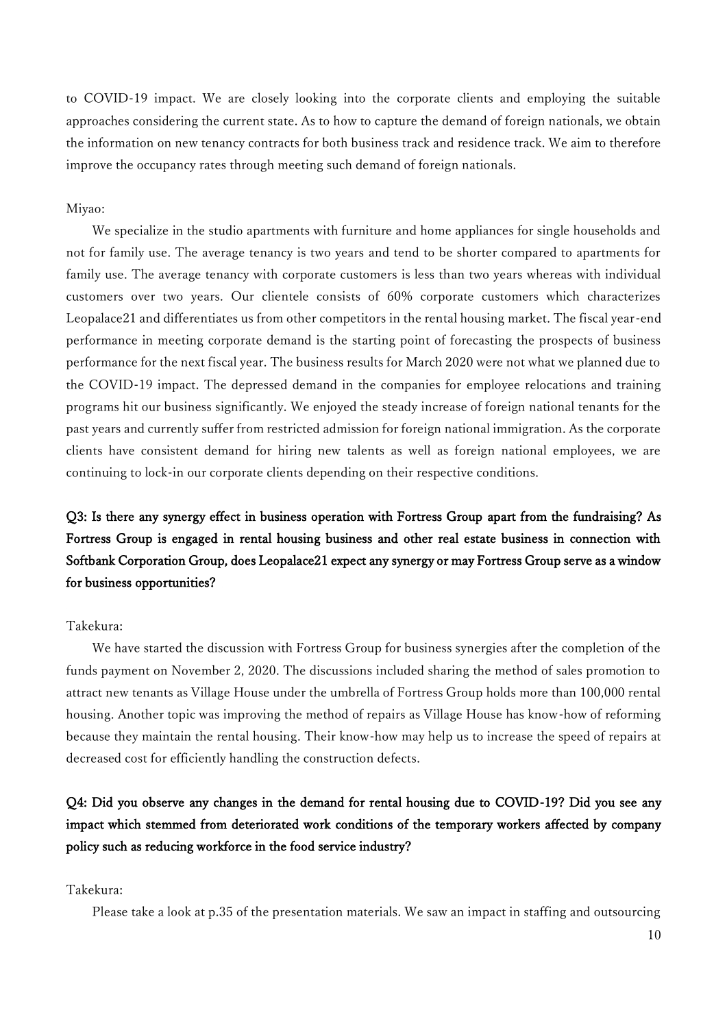to COVID-19 impact. We are closely looking into the corporate clients and employing the suitable approaches considering the current state. As to how to capture the demand of foreign nationals, we obtain the information on new tenancy contracts for both business track and residence track. We aim to therefore improve the occupancy rates through meeting such demand of foreign nationals.

Miyao:

We specialize in the studio apartments with furniture and home appliances for single households and not for family use. The average tenancy is two years and tend to be shorter compared to apartments for family use. The average tenancy with corporate customers is less than two years whereas with individual customers over two years. Our clientele consists of 60% corporate customers which characterizes Leopalace21 and differentiates us from other competitors in the rental housing market. The fiscal year-end performance in meeting corporate demand is the starting point of forecasting the prospects of business performance for the next fiscal year. The business results for March 2020 were not what we planned due to the COVID-19 impact. The depressed demand in the companies for employee relocations and training programs hit our business significantly. We enjoyed the steady increase of foreign national tenants for the past years and currently suffer from restricted admission for foreign national immigration. As the corporate clients have consistent demand for hiring new talents as well as foreign national employees, we are continuing to lock-in our corporate clients depending on their respective conditions.

**Q3: Is there any synergy effect in business operation with Fortress Group apart from the fundraising? As Fortress Group is engaged in rental housing business and other real estate business in connection with Softbank Corporation Group, does Leopalace21 expect any synergy or may Fortress Group serve as a window for business opportunities?**

Takekura:

We have started the discussion with Fortress Group for business synergies after the completion of the funds payment on November 2, 2020. The discussions included sharing the method of sales promotion to attract new tenants as Village House under the umbrella of Fortress Group holds more than 100,000 rental housing. Another topic was improving the method of repairs as Village House has know-how of reforming because they maintain the rental housing. Their know-how may help us to increase the speed of repairs at decreased cost for efficiently handling the construction defects.

**Q4: Did you observe any changes in the demand for rental housing due to COVID-19? Did you see any impact which stemmed from deteriorated work conditions of the temporary workers affected by company policy such as reducing workforce in the food service industry?**

Takekura:

Please take a look at p.35 of the presentation materials. We saw an impact in staffing and outsourcing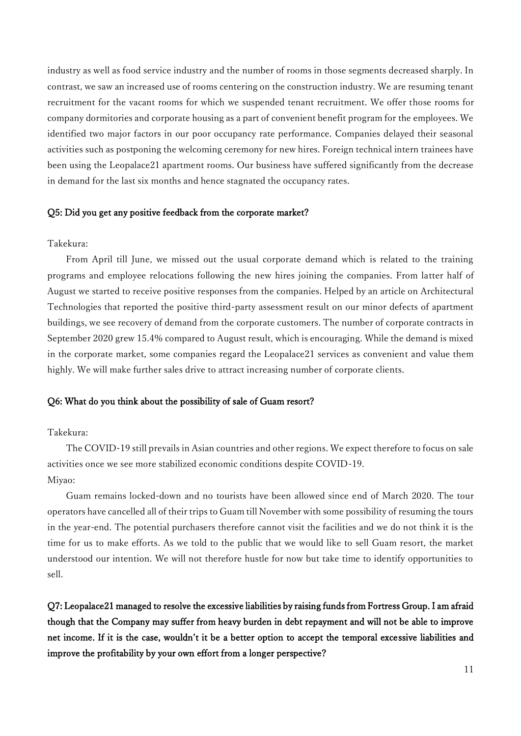industry as well as food service industry and the number of rooms in those segments decreased sharply. In contrast, we saw an increased use of rooms centering on the construction industry. We are resuming tenant recruitment for the vacant rooms for which we suspended tenant recruitment. We offer those rooms for company dormitories and corporate housing as a part of convenient benefit program for the employees. We identified two major factors in our poor occupancy rate performance. Companies delayed their seasonal activities such as postponing the welcoming ceremony for new hires. Foreign technical intern trainees have been using the Leopalace21 apartment rooms. Our business have suffered significantly from the decrease in demand for the last six months and hence stagnated the occupancy rates.

**Q5: Did you get any positive feedback from the corporate market?**

Takekura:

From April till June, we missed out the usual corporate demand which is related to the training programs and employee relocations following the new hires joining the companies. From latter half of August we started to receive positive responses from the companies. Helped by an article on Architectural Technologies that reported the positive third-party assessment result on our minor defects of apartment buildings, we see recovery of demand from the corporate customers. The number of corporate contracts in September 2020 grew 15.4% compared to August result, which is encouraging. While the demand is mixed in the corporate market, some companies regard the Leopalace21 services as convenient and value them highly. We will make further sales drive to attract increasing number of corporate clients.

**Q6: What do you think about the possibility of sale of Guam resort?**

Takekura:

The COVID-19 still prevails in Asian countries and other regions. We expect therefore to focus on sale activities once we see more stabilized economic conditions despite COVID-19.

Miyao:

Guam remains locked-down and no tourists have been allowed since end of March 2020. The tour operators have cancelled all of their trips to Guam till November with some possibility of resuming the tours in the year-end. The potential purchasers therefore cannot visit the facilities and we do not think it is the time for us to make efforts. As we told to the public that we would like to sell Guam resort, the market understood our intention. We will not therefore hustle for now but take time to identify opportunities to sell.

**Q7: Leopalace21 managed to resolve the excessive liabilities by raising funds from Fortress Group. I am afraid though that the Company may suffer from heavy burden in debt repayment and will not be able to improve net income. If it is the case, wouldn't it be a better option to accept the temporal excessive liabilities and improve the profitability by your own effort from a longer perspective?**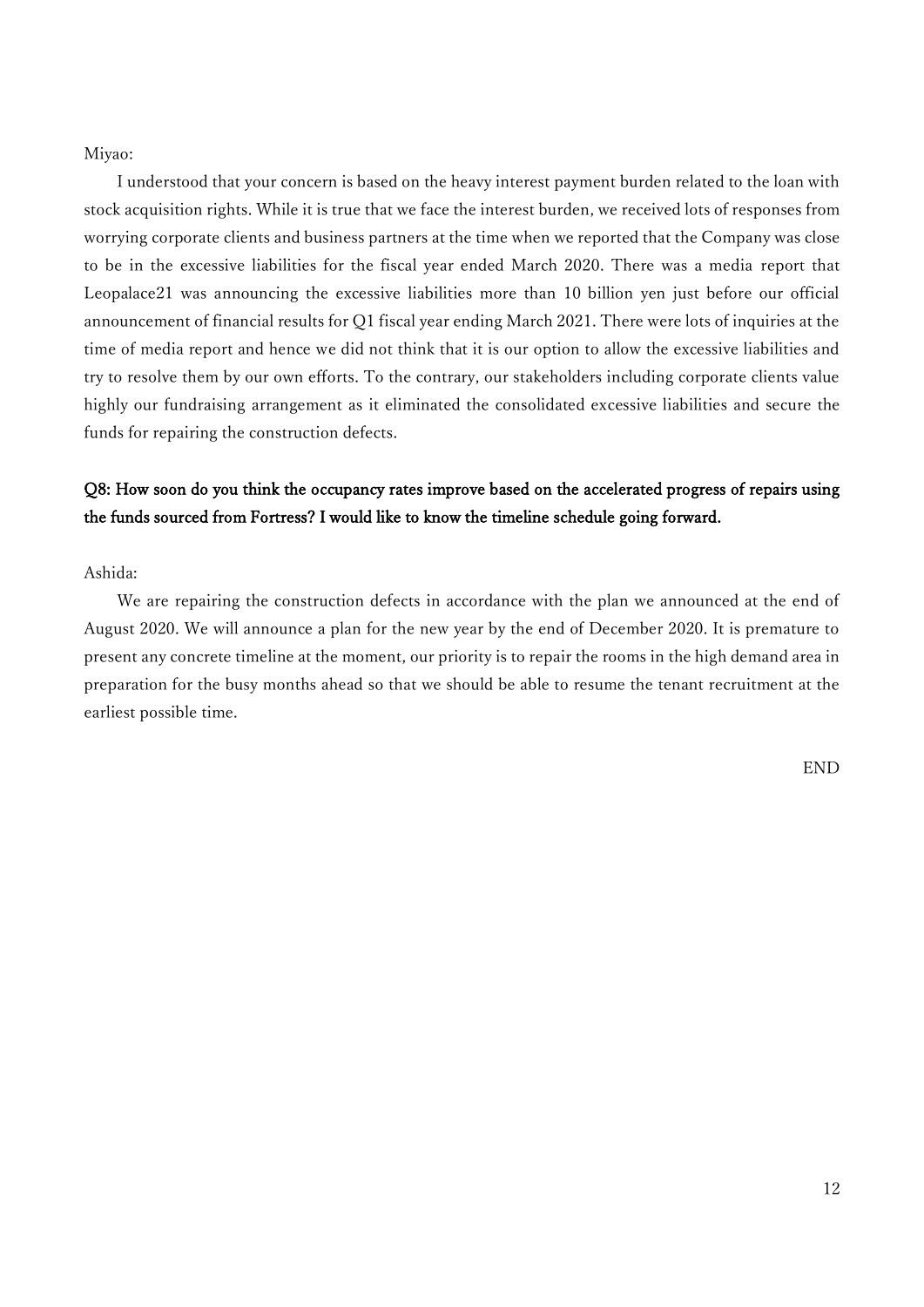Miyao:

I understood that your concern is based on the heavy interest payment burden related to the loan with stock acquisition rights. While it is true that we face the interest burden, we received lots of responses from worrying corporate clients and business partners at the time when we reported that the Company was close to be in the excessive liabilities for the fiscal year ended March 2020. There was a media report that Leopalace21 was announcing the excessive liabilities more than 10 billion yen just before our official announcement of financial results for Q1 fiscal year ending March 2021. There were lots of inquiries at the time of media report and hence we did not think that it is our option to allow the excessive liabilities and try to resolve them by our own efforts. To the contrary, our stakeholders including corporate clients value highly our fundraising arrangement as it eliminated the consolidated excessive liabilities and secure the funds for repairing the construction defects.

**Q8: How soon do you think the occupancy rates improve based on the accelerated progress of repairs using the funds sourced from Fortress? I would like to know the timeline schedule going forward.**

Ashida:

We are repairing the construction defects in accordance with the plan we announced at the end of August 2020. We will announce a plan for the new year by the end of December 2020. It is premature to present any concrete timeline at the moment, our priority is to repair the rooms in the high demand area in preparation for the busy months ahead so that we should be able to resume the tenant recruitment at the earliest possible time.

END